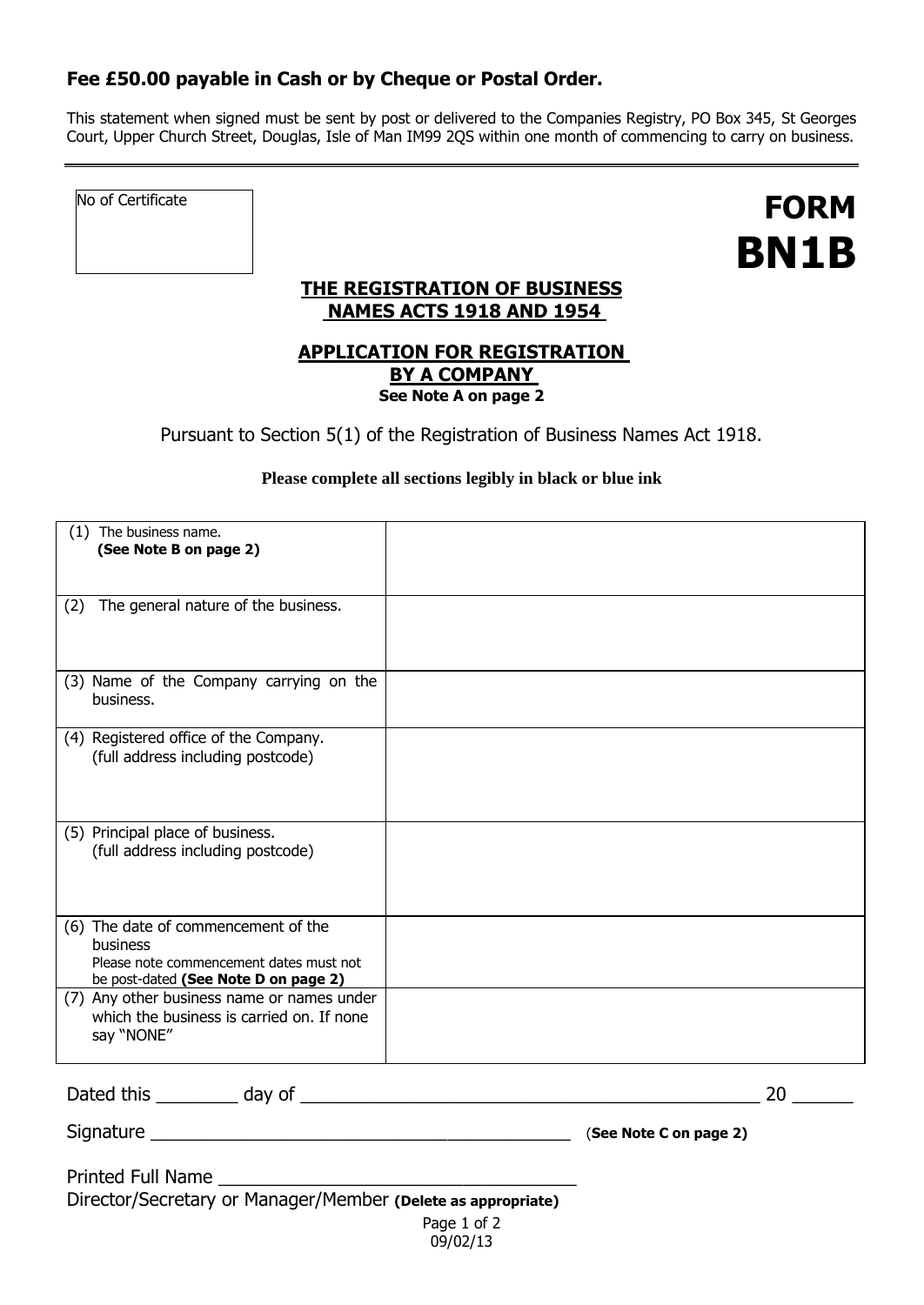**Fee £50.00 payable in Cash or by Cheque or Postal Order.**

This statement when signed must be sent by post or delivered to the Companies Registry, PO Box 345, St Georges Court, Upper Church Street, Douglas, Isle of Man IM99 2QS within one month of commencing to carry on business.

---

| No of Certificate |
|---|
| |

# FORM BN1B

## THE REGISTRATION OF BUSINESS NAMES ACTS 1918 AND 1954

## APPLICATION FOR REGISTRATION BY A COMPANY

**See Note A on page 2**

Pursuant to Section 5(1) of the Registration of Business Names Act 1918.

**Please complete all sections legibly in black or blue ink**

| | |
|---|---|
| (1) The business name. **(See Note B on page 2)** | |
| (2) The general nature of the business. | |
| (3) Name of the Company carrying on the business. | |
| (4) Registered office of the Company. (full address including postcode) | |
| (5) Principal place of business. (full address including postcode) | |
| (6) The date of commencement of the business. Please note commencement dates must not be post-dated **(See Note D on page 2)** | |
| (7) Any other business name or names under which the business is carried on. If none say "NONE" | |

Dated this ________ day of ____________________________________________ 20 ______

Signature ________________________________________ (**See Note C on page 2)**

Printed Full Name ________________________________

Director/Secretary or Manager/Member **(Delete as appropriate)**

09/02/13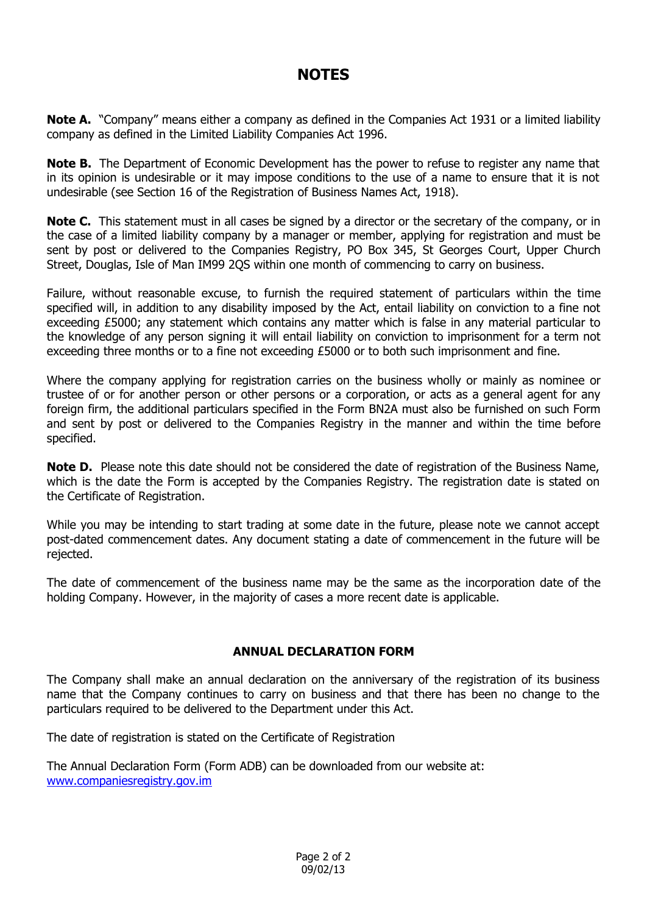# NOTES

**Note A.** "Company" means either a company as defined in the Companies Act 1931 or a limited liability company as defined in the Limited Liability Companies Act 1996.

**Note B.** The Department of Economic Development has the power to refuse to register any name that in its opinion is undesirable or it may impose conditions to the use of a name to ensure that it is not undesirable (see Section 16 of the Registration of Business Names Act, 1918).

**Note C.** This statement must in all cases be signed by a director or the secretary of the company, or in the case of a limited liability company by a manager or member, applying for registration and must be sent by post or delivered to the Companies Registry, PO Box 345, St Georges Court, Upper Church Street, Douglas, Isle of Man IM99 2QS within one month of commencing to carry on business.

Failure, without reasonable excuse, to furnish the required statement of particulars within the time specified will, in addition to any disability imposed by the Act, entail liability on conviction to a fine not exceeding £5000; any statement which contains any matter which is false in any material particular to the knowledge of any person signing it will entail liability on conviction to imprisonment for a term not exceeding three months or to a fine not exceeding £5000 or to both such imprisonment and fine.

Where the company applying for registration carries on the business wholly or mainly as nominee or trustee of or for another person or other persons or a corporation, or acts as a general agent for any foreign firm, the additional particulars specified in the Form BN2A must also be furnished on such Form and sent by post or delivered to the Companies Registry in the manner and within the time before specified.

**Note D.** Please note this date should not be considered the date of registration of the Business Name, which is the date the Form is accepted by the Companies Registry. The registration date is stated on the Certificate of Registration.

While you may be intending to start trading at some date in the future, please note we cannot accept post-dated commencement dates. Any document stating a date of commencement in the future will be rejected.

The date of commencement of the business name may be the same as the incorporation date of the holding Company. However, in the majority of cases a more recent date is applicable.

## ANNUAL DECLARATION FORM

The Company shall make an annual declaration on the anniversary of the registration of its business name that the Company continues to carry on business and that there has been no change to the particulars required to be delivered to the Department under this Act.

The date of registration is stated on the Certificate of Registration

The Annual Declaration Form (Form ADB) can be downloaded from our website at:
www.companiesregistry.gov.im

09/02/13